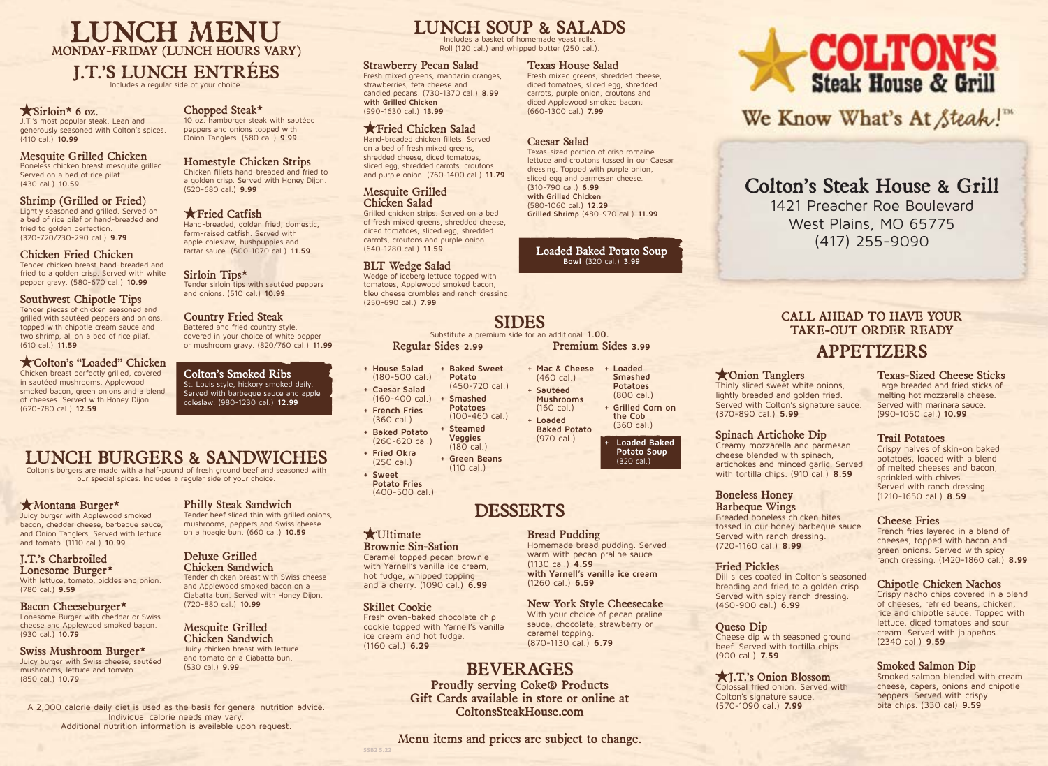# LUNCH MENU

## MONDAY-FRIDAY (LUNCH HOURS VARY)

## J.T.'S LUNCH ENTRÉES

Includes a regular side of your choice.

### ★Sirloin* 6 oz.
J.T.'s most popular steak. Lean and generously seasoned with Colton's spices. (410 cal.) **10.99**

### Mesquite Grilled Chicken
Boneless chicken breast mesquite grilled. Served on a bed of rice pilaf. (430 cal.) **10.59**

### Shrimp (Grilled or Fried)
Lightly seasoned and grilled. Served on a bed of rice pilaf or hand-breaded and fried to golden perfection. (320-720/230-290 cal.) **9.79**

### Chicken Fried Chicken
Tender chicken breast hand-breaded and fried to a golden crisp. Served with white pepper gravy. (580-670 cal.) **10.99**

### Southwest Chipotle Tips
Tender pieces of chicken seasoned and grilled with sautéed peppers and onions, topped with chipotle cream sauce and two shrimp, all on a bed of rice pilaf. (610 cal.) **11.59**

### ★Colton's "Loaded" Chicken
Chicken breast perfectly grilled, covered in sautéed mushrooms, Applewood smoked bacon, green onions and a blend of cheeses. Served with Honey Dijon. (620-780 cal.) **12.59**

### Chopped Steak*
10 oz. hamburger steak with sautéed peppers and onions topped with Onion Tanglers. (580 cal.) **9.99**

### Homestyle Chicken Strips
Chicken fillets hand-breaded and fried to a golden crisp. Served with Honey Dijon. (520-680 cal.) **9.99**

### ★Fried Catfish
Hand-breaded, golden fried, domestic, farm-raised catfish. Served with apple coleslaw, hushpuppies and tartar sauce. (500-1070 cal.) **11.59**

### Sirloin Tips*
Tender sirloin tips with sautéed peppers and onions. (510 cal.) **10.99**

### Country Fried Steak
Battered and fried country style, covered in your choice of white pepper or mushroom gravy. (820/760 cal.) **11.99**

### Colton's Smoked Ribs
St. Louis style, hickory smoked daily. Served with barbeque sauce and apple coleslaw. (980-1230 cal.) **12.99**

## LUNCH BURGERS & SANDWICHES

Colton's burgers are made with a half-pound of fresh ground beef and seasoned with our special spices. Includes a regular side of your choice.

### ★Montana Burger*
Juicy burger with Applewood smoked bacon, cheddar cheese, barbeque sauce, and Onion Tanglers. Served with lettuce and tomato. (1110 cal.) **10.99**

### J.T.'s Charbroiled Lonesome Burger*
With lettuce, tomato, pickles and onion. (780 cal.) **9.59**

### Bacon Cheeseburger*
Lonesome Burger with cheddar or Swiss cheese and Applewood smoked bacon. (930 cal.) **10.79**

### Swiss Mushroom Burger*
Juicy burger with Swiss cheese, sautéed mushrooms, lettuce and tomato. (850 cal.) **10.79**

### Philly Steak Sandwich
Tender beef sliced thin with grilled onions, mushrooms, peppers and Swiss cheese on a hoagie bun. (660 cal.) **10.59**

### Deluxe Grilled Chicken Sandwich
Tender chicken breast with Swiss cheese and Applewood smoked bacon on a Ciabatta bun. Served with Honey Dijon. (720-880 cal.) **10.99**

### Mesquite Grilled Chicken Sandwich
Juicy chicken breast with lettuce and tomato on a Ciabatta bun. (530 cal.) **9.99**

A 2,000 calorie daily diet is used as the basis for general nutrition advice. Individual calorie needs may vary. Additional nutrition information is available upon request.

## LUNCH SOUP & SALADS

Includes a basket of homemade yeast rolls. Roll (120 cal.) and whipped butter (250 cal.).

### Strawberry Pecan Salad
Fresh mixed greens, mandarin oranges, strawberries, feta cheese and candied pecans. (730-1370 cal.) **8.99**
**with Grilled Chicken** (990-1630 cal.) **13.99**

### ★Fried Chicken Salad
Hand-breaded chicken fillets. Served on a bed of fresh mixed greens, shredded cheese, diced tomatoes, sliced egg, shredded carrots, croutons and purple onion. (760-1400 cal.) **11.79**

### Mesquite Grilled Chicken Salad
Grilled chicken strips. Served on a bed of fresh mixed greens, shredded cheese, diced tomatoes, sliced egg, shredded carrots, croutons and purple onion. (640-1280 cal.) **11.59**

### BLT Wedge Salad
Wedge of iceberg lettuce topped with tomatoes, Applewood smoked bacon, bleu cheese crumbles and ranch dressing. (250-690 cal.) **7.99**

### Texas House Salad
Fresh mixed greens, shredded cheese, diced tomatoes, sliced egg, shredded carrots, purple onion, croutons and diced Applewood smoked bacon. (660-1300 cal.) **7.99**

### Caesar Salad
Texas-sized portion of crisp romaine lettuce and croutons tossed in our Caesar dressing. Topped with purple onion, sliced egg and parmesan cheese. (310-790 cal.) **6.99**
**with Grilled Chicken** (580-1060 cal.) **12.29**
**Grilled Shrimp** (480-970 cal.) **11.99**

### Loaded Baked Potato Soup
**Bowl** (320 cal.) **3.99**

## SIDES

Substitute a premium side for an additional **1.00.**

### Regular Sides 2.99
- House Salad (180-500 cal.)
- Caesar Salad (160-400 cal.)
- French Fries (360 cal.)
- Baked Potato (260-620 cal.)
- Fried Okra (250 cal.)
- Sweet Potato Fries (400-500 cal.)
- Baked Sweet Potato (450-720 cal.)
- Smashed Potatoes (100-460 cal.)
- Steamed Veggies (180 cal.)
- Green Beans (110 cal.)

### Premium Sides 3.99
- Mac & Cheese (460 cal.)
- Sautéed Mushrooms (160 cal.)
- Loaded Baked Potato (970 cal.)
- Loaded Smashed Potatoes (800 cal.)
- Grilled Corn on the Cob (360 cal.)
- Loaded Baked Potato Soup (320 cal.)

## DESSERTS

### ★Ultimate Brownie Sin-Sation
Caramel topped pecan brownie with Yarnell's vanilla ice cream, hot fudge, whipped topping and a cherry. (1090 cal.) **6.99**

### Skillet Cookie
Fresh oven-baked chocolate chip cookie topped with Yarnell's vanilla ice cream and hot fudge. (1160 cal.) **6.29**

### Bread Pudding
Homemade bread pudding. Served warm with pecan praline sauce. (1130 cal.) **4.59**
**with Yarnell's vanilla ice cream** (1260 cal.) **6.59**

### New York Style Cheesecake
With your choice of pecan praline sauce, chocolate, strawberry or caramel topping. (870-1130 cal.) **6.79**

## BEVERAGES

**Proudly serving Coke® Products**
**Gift Cards available in store or online at ColtonsSteakHouse.com**

Menu items and prices are subject to change.

SS82 5.22

# COLTON'S Steak House & Grill

We Know What's At Steak!™

## Colton's Steak House & Grill

1421 Preacher Roe Boulevard
West Plains, MO 65775
(417) 255-9090

### CALL AHEAD TO HAVE YOUR TAKE-OUT ORDER READY

## APPETIZERS

### ★Onion Tanglers
Thinly sliced sweet white onions, lightly breaded and golden fried. Served with Colton's signature sauce. (370-890 cal.) **5.99**

### Spinach Artichoke Dip
Creamy mozzarella and parmesan cheese blended with spinach, artichokes and minced garlic. Served with tortilla chips. (910 cal.) **8.59**

### Boneless Honey Barbeque Wings
Breaded boneless chicken bites tossed in our honey barbeque sauce. Served with ranch dressing. (720-1160 cal.) **8.99**

### Fried Pickles
Dill slices coated in Colton's seasoned breading and fried to a golden crisp. Served with spicy ranch dressing. (460-900 cal.) **6.99**

### Queso Dip
Cheese dip with seasoned ground beef. Served with tortilla chips. (900 cal.) **7.59**

### ★J.T.'s Onion Blossom
Colossal fried onion. Served with Colton's signature sauce. (570-1090 cal.) **7.99**

### Texas-Sized Cheese Sticks
Large breaded and fried sticks of melting hot mozzarella cheese. Served with marinara sauce. (990-1050 cal.) **10.99**

### Trail Potatoes
Crispy halves of skin-on baked potatoes, loaded with a blend of melted cheeses and bacon, sprinkled with chives. Served with ranch dressing. (1210-1650 cal.) **8.59**

### Cheese Fries
French fries layered in a blend of cheeses, topped with bacon and green onions. Served with spicy ranch dressing. (1420-1860 cal.) **8.99**

### Chipotle Chicken Nachos
Crispy nacho chips covered in a blend of cheeses, refried beans, chicken, rice and chipotle sauce. Topped with lettuce, diced tomatoes and sour cream. Served with jalapeños. (2340 cal.) **9.59**

### Smoked Salmon Dip
Smoked salmon blended with cream cheese, capers, onions and chipotle peppers. Served with crispy pita chips. (330 cal) **9.59**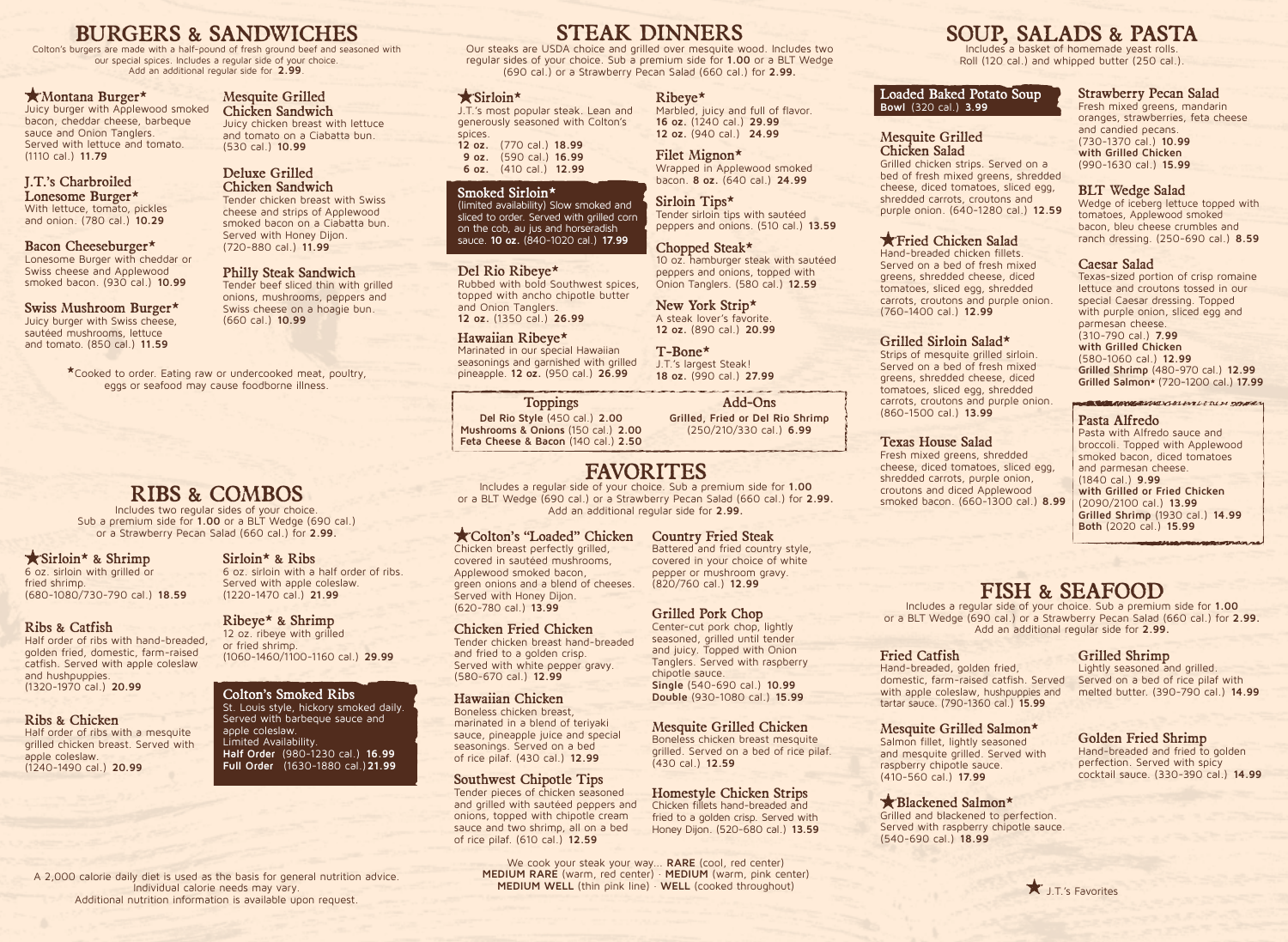# BURGERS & SANDWICHES

Colton's burgers are made with a half-pound of fresh ground beef and seasoned with our special spices. Includes a regular side of your choice. Add an additional regular side for **2.99**.

### ★Montana Burger*

Juicy burger with Applewood smoked bacon, cheddar cheese, barbeque sauce and Onion Tanglers. Served with lettuce and tomato. (1110 cal.) **11.79**

### J.T.'s Charbroiled Lonesome Burger*

With lettuce, tomato, pickles and onion. (780 cal.) **10.29**

### Bacon Cheeseburger*

Lonesome Burger with cheddar or Swiss cheese and Applewood smoked bacon. (930 cal.) **10.99**

### Swiss Mushroom Burger*

Juicy burger with Swiss cheese, sautéed mushrooms, lettuce and tomato. (850 cal.) **11.59**

### Mesquite Grilled Chicken Sandwich

Juicy chicken breast with lettuce and tomato on a Ciabatta bun. (530 cal.) **10.99**

### Deluxe Grilled Chicken Sandwich

Tender chicken breast with Swiss cheese and strips of Applewood smoked bacon on a Ciabatta bun. Served with Honey Dijon. (720-880 cal.) **11.99**

### Philly Steak Sandwich

Tender beef sliced thin with grilled onions, mushrooms, peppers and Swiss cheese on a hoagie bun. (660 cal.) **10.99**

*Cooked to order. Eating raw or undercooked meat, poultry, eggs or seafood may cause foodborne illness.

# RIBS & COMBOS

Includes two regular sides of your choice. Sub a premium side for **1.00** or a BLT Wedge (690 cal.) or a Strawberry Pecan Salad (660 cal.) for **2.99**.

### ★Sirloin* & Shrimp

6 oz. sirloin with grilled or fried shrimp. (680-1080/730-790 cal.) **18.59**

### Ribs & Catfish

Half order of ribs with hand-breaded, golden fried, domestic, farm-raised catfish. Served with apple coleslaw and hushpuppies. (1320-1970 cal.) **20.99**

### Ribs & Chicken

Half order of ribs with a mesquite grilled chicken breast. Served with apple coleslaw. (1240-1490 cal.) **20.99**

### Sirloin* & Ribs

6 oz. sirloin with a half order of ribs. Served with apple coleslaw. (1220-1470 cal.) **21.99**

### Ribeye* & Shrimp

12 oz. ribeye with grilled or fried shrimp. (1060-1460/1100-1160 cal.) **29.99**

### Colton's Smoked Ribs

St. Louis style, hickory smoked daily. Served with barbeque sauce and apple coleslaw. Limited Availability.
**Half Order** (980-1230 cal.) **16.99**
**Full Order** (1630-1880 cal.) **21.99**

A 2,000 calorie daily diet is used as the basis for general nutrition advice. Individual calorie needs may vary. Additional nutrition information is available upon request.

# STEAK DINNERS

Our steaks are USDA choice and grilled over mesquite wood. Includes two regular sides of your choice. Sub a premium side for **1.00** or a BLT Wedge (690 cal.) or a Strawberry Pecan Salad (660 cal.) for **2.99**.

### ★Sirloin*

J.T.'s most popular steak. Lean and generously seasoned with Colton's spices.
**12 oz.** (770 cal.) **18.99**
**9 oz.** (590 cal.) **16.99**
**6 oz.** (410 cal.) **12.99**

### Smoked Sirloin*

(limited availability) Slow smoked and sliced to order. Served with grilled corn on the cob, au jus and horseradish sauce. **10 oz.** (840-1020 cal.) **17.99**

### Del Rio Ribeye*

Rubbed with bold Southwest spices, topped with ancho chipotle butter and Onion Tanglers. **12 oz.** (1350 cal.) **26.99**

### Hawaiian Ribeye*

Marinated in our special Hawaiian seasonings and garnished with grilled pineapple. **12 oz.** (950 cal.) **26.99**

### Ribeye*

Marbled, juicy and full of flavor.
**16 oz.** (1240 cal.) **29.99**
**12 oz.** (940 cal.) **24.99**

### Filet Mignon*

Wrapped in Applewood smoked bacon. **8 oz.** (640 cal.) **24.99**

### Sirloin Tips*

Tender sirloin tips with sautéed peppers and onions. (510 cal.) **13.59**

### Chopped Steak*

10 oz. hamburger steak with sautéed peppers and onions, topped with Onion Tanglers. (580 cal.) **12.59**

### New York Strip*

A steak lover's favorite. **12 oz.** (890 cal.) **20.99**

### T-Bone*

J.T.'s largest Steak! **18 oz.** (990 cal.) **27.99**

### Toppings

**Del Rio Style** (450 cal.) **2.00**
**Mushrooms & Onions** (150 cal.) **2.00**
**Feta Cheese & Bacon** (140 cal.) **2.50**

### Add-Ons

**Grilled, Fried or Del Rio Shrimp** (250/210/330 cal.) **6.99**

# FAVORITES

Includes a regular side of your choice. Sub a premium side for **1.00** or a BLT Wedge (690 cal.) or a Strawberry Pecan Salad (660 cal.) for **2.99**. Add an additional regular side for **2.99**.

### ★Colton's "Loaded" Chicken

Chicken breast perfectly grilled, covered in sautéed mushrooms, Applewood smoked bacon, green onions and a blend of cheeses. Served with Honey Dijon. (620-780 cal.) **13.99**

### Chicken Fried Chicken

Tender chicken breast hand-breaded and fried to a golden crisp. Served with white pepper gravy. (580-670 cal.) **12.99**

### Hawaiian Chicken

Boneless chicken breast, marinated in a blend of teriyaki sauce, pineapple juice and special seasonings. Served on a bed of rice pilaf. (430 cal.) **12.99**

### Southwest Chipotle Tips

Tender pieces of chicken seasoned and grilled with sautéed peppers and onions, topped with chipotle cream sauce and two shrimp, all on a bed of rice pilaf. (610 cal.) **12.59**

### Country Fried Steak

Battered and fried country style, covered in your choice of white pepper or mushroom gravy. (820/760 cal.) **12.99**

### Grilled Pork Chop

Center-cut pork chop, lightly seasoned, grilled until tender and juicy. Topped with Onion Tanglers. Served with raspberry chipotle sauce.
**Single** (540-690 cal.) **10.99**
**Double** (930-1080 cal.) **15.99**

### Mesquite Grilled Chicken

Boneless chicken breast mesquite grilled. Served on a bed of rice pilaf. (430 cal.) **12.59**

### Homestyle Chicken Strips

Chicken fillets hand-breaded and fried to a golden crisp. Served with Honey Dijon. (520-680 cal.) **13.59**

We cook your steak your way... **RARE** (cool, red center) · **MEDIUM RARE** (warm, red center) · **MEDIUM** (warm, pink center) **MEDIUM WELL** (thin pink line) · **WELL** (cooked throughout)

# SOUP, SALADS & PASTA

Includes a basket of homemade yeast rolls. Roll (120 cal.) and whipped butter (250 cal.).

### Loaded Baked Potato Soup

**Bowl** (320 cal.) **3.99**

### Mesquite Grilled Chicken Salad

Grilled chicken strips. Served on a bed of fresh mixed greens, shredded cheese, diced tomatoes, sliced egg, shredded carrots, croutons and purple onion. (640-1280 cal.) **12.59**

### ★Fried Chicken Salad

Hand-breaded chicken fillets. Served on a bed of fresh mixed greens, shredded cheese, diced tomatoes, sliced egg, shredded carrots, croutons and purple onion. (760-1400 cal.) **12.99**

### Grilled Sirloin Salad*

Strips of mesquite grilled sirloin. Served on a bed of fresh mixed greens, shredded cheese, diced tomatoes, sliced egg, shredded carrots, croutons and purple onion. (860-1500 cal.) **13.99**

### Texas House Salad

Fresh mixed greens, shredded cheese, diced tomatoes, sliced egg, shredded carrots, purple onion, croutons and diced Applewood smoked bacon. (660-1300 cal.) **8.99**

### Strawberry Pecan Salad

Fresh mixed greens, mandarin oranges, strawberries, feta cheese and candied pecans. (730-1370 cal.) **10.99**
**with Grilled Chicken** (990-1630 cal.) **15.99**

### BLT Wedge Salad

Wedge of iceberg lettuce topped with tomatoes, Applewood smoked bacon, bleu cheese crumbles and ranch dressing. (250-690 cal.) **8.59**

### Caesar Salad

Texas-sized portion of crisp romaine lettuce and croutons tossed in our special Caesar dressing. Topped with purple onion, sliced egg and parmesan cheese.
(310-790 cal.) **7.99**
**with Grilled Chicken** (580-1060 cal.) **12.99**
**Grilled Shrimp** (480-970 cal.) **12.99**
**Grilled Salmon*** (720-1200 cal.) **17.99**

### Pasta Alfredo

Pasta with Alfredo sauce and broccoli. Topped with Applewood smoked bacon, diced tomatoes and parmesan cheese.
(1840 cal.) **9.99**
**with Grilled or Fried Chicken** (2090/2100 cal.) **13.99**
**Grilled Shrimp** (1930 cal.) **14.99**
**Both** (2020 cal.) **15.99**

# FISH & SEAFOOD

Includes a regular side of your choice. Sub a premium side for **1.00** or a BLT Wedge (690 cal.) or a Strawberry Pecan Salad (660 cal.) for **2.99**. Add an additional regular side for **2.99**.

### Fried Catfish

Hand-breaded, golden fried, domestic, farm-raised catfish. Served with apple coleslaw, hushpuppies and tartar sauce. (790-1360 cal.) **15.99**

### Mesquite Grilled Salmon*

Salmon fillet, lightly seasoned and mesquite grilled. Served with raspberry chipotle sauce. (410-560 cal.) **17.99**

### ★Blackened Salmon*

Grilled and blackened to perfection. Served with raspberry chipotle sauce. (540-690 cal.) **18.99**

### Grilled Shrimp

Lightly seasoned and grilled. Served on a bed of rice pilaf with melted butter. (390-790 cal.) **14.99**

### Golden Fried Shrimp

Hand-breaded and fried to golden perfection. Served with spicy cocktail sauce. (330-390 cal.) **14.99**

★ J.T.'s Favorites